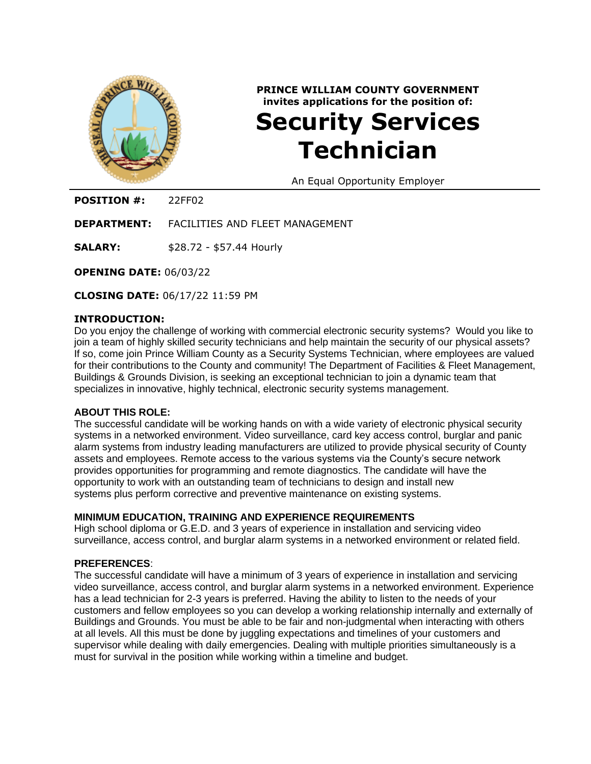**PRINCE WILLIAM COUNTY GOVERNMENT**
**invites applications for the position of:**

# Security Services Technician

An Equal Opportunity Employer

**POSITION #:** 22FF02

**DEPARTMENT:** FACILITIES AND FLEET MANAGEMENT

**SALARY:** $28.72 - $57.44 Hourly

**OPENING DATE:** 06/03/22

**CLOSING DATE:** 06/17/22 11:59 PM

**INTRODUCTION:**

Do you enjoy the challenge of working with commercial electronic security systems? Would you like to join a team of highly skilled security technicians and help maintain the security of our physical assets? If so, come join Prince William County as a Security Systems Technician, where employees are valued for their contributions to the County and community! The Department of Facilities & Fleet Management, Buildings & Grounds Division, is seeking an exceptional technician to join a dynamic team that specializes in innovative, highly technical, electronic security systems management.

**ABOUT THIS ROLE:**

The successful candidate will be working hands on with a wide variety of electronic physical security systems in a networked environment. Video surveillance, card key access control, burglar and panic alarm systems from industry leading manufacturers are utilized to provide physical security of County assets and employees. Remote access to the various systems via the County's secure network provides opportunities for programming and remote diagnostics. The candidate will have the opportunity to work with an outstanding team of technicians to design and install new systems plus perform corrective and preventive maintenance on existing systems.

**MINIMUM EDUCATION, TRAINING AND EXPERIENCE REQUIREMENTS**

High school diploma or G.E.D. and 3 years of experience in installation and servicing video surveillance, access control, and burglar alarm systems in a networked environment or related field.

**PREFERENCES**:

The successful candidate will have a minimum of 3 years of experience in installation and servicing video surveillance, access control, and burglar alarm systems in a networked environment. Experience has a lead technician for 2-3 years is preferred. Having the ability to listen to the needs of your customers and fellow employees so you can develop a working relationship internally and externally of Buildings and Grounds. You must be able to be fair and non-judgmental when interacting with others at all levels. All this must be done by juggling expectations and timelines of your customers and supervisor while dealing with daily emergencies. Dealing with multiple priorities simultaneously is a must for survival in the position while working within a timeline and budget.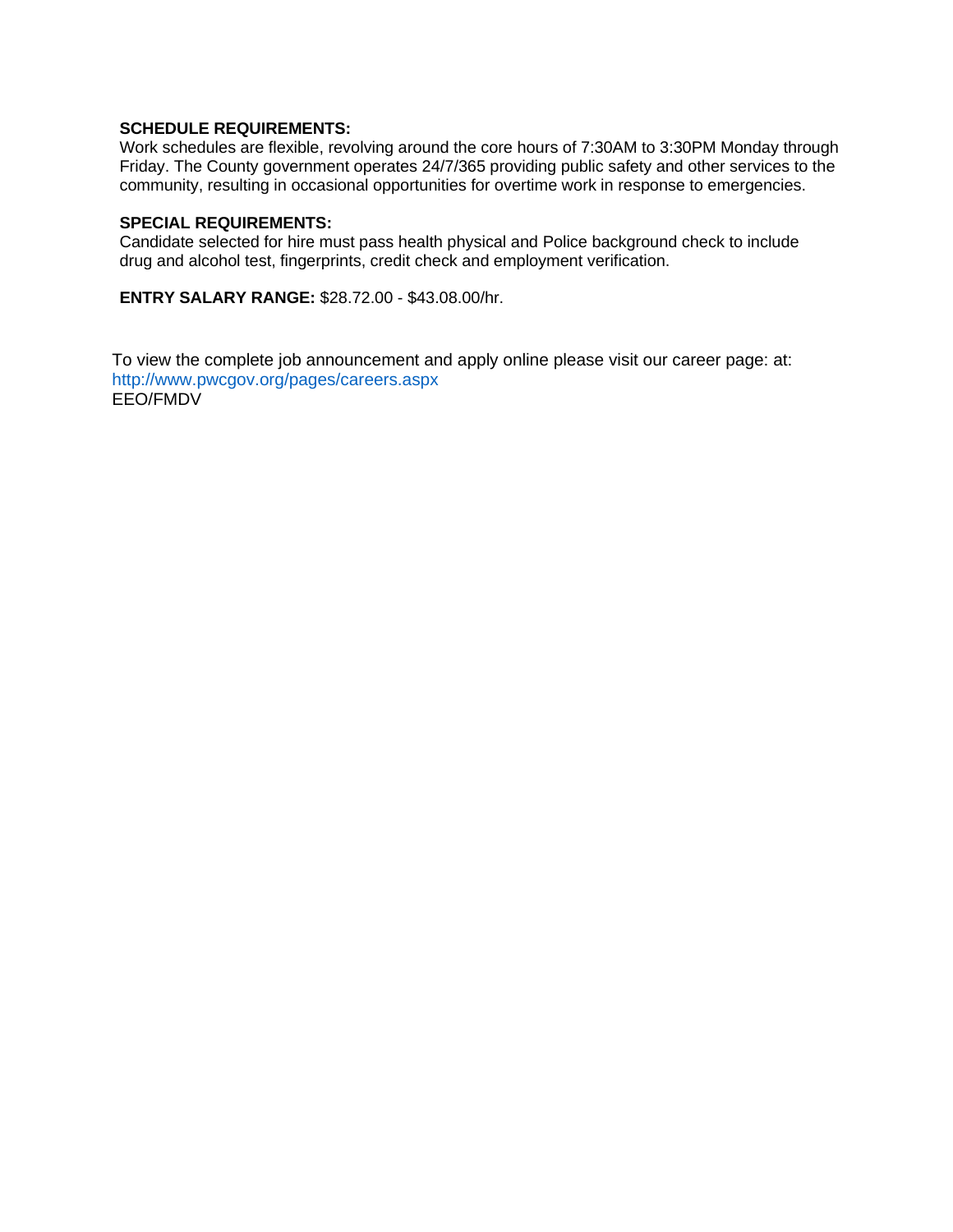**SCHEDULE REQUIREMENTS:**
Work schedules are flexible, revolving around the core hours of 7:30AM to 3:30PM Monday through Friday. The County government operates 24/7/365 providing public safety and other services to the community, resulting in occasional opportunities for overtime work in response to emergencies.

**SPECIAL REQUIREMENTS:**
Candidate selected for hire must pass health physical and Police background check to include drug and alcohol test, fingerprints, credit check and employment verification.

**ENTRY SALARY RANGE:** $28.72.00 - $43.08.00/hr.

To view the complete job announcement and apply online please visit our career page: at: http://www.pwcgov.org/pages/careers.aspx
EEO/FMDV